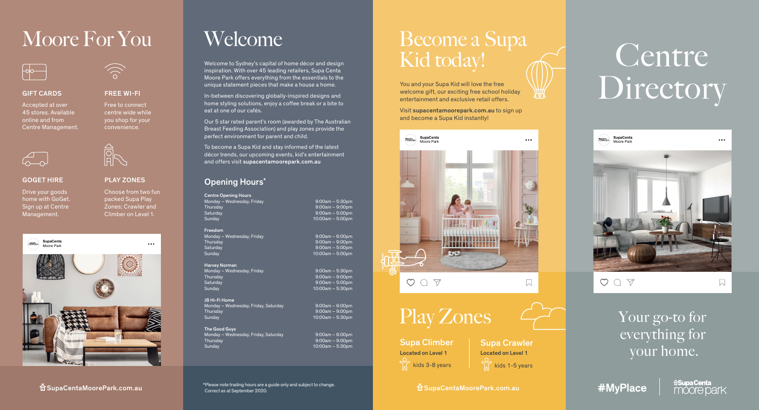# Moore For You

### GIFT CARDS

Accepted at over 45 stores. Available online and from Centre Management.

### FREE WI-FI

Free to connect centre wide while you shop for your convenience.

### GOGET HIRE

Drive your goods home with GoGet. Sign up at Centre Management.

### PLAY ZONES

Choose from two fun packed Supa Play Zones; Crawler and Climber on Level 1.

SupaCenta
Moore Park

SupaCentaMoorePark.com.au

# Welcome

Welcome to Sydney's capital of home décor and design inspiration. With over 45 leading retailers, Supa Centa Moore Park offers everything from the essentials to the unique statement pieces that make a house a home.

In-between discovering globally-inspired designs and home styling solutions, enjoy a coffee break or a bite to eat at one of our cafés.

Our 5 star rated parent's room (awarded by The Australian Breast Feeding Association) and play zones provide the perfect environment for parent and child.

To become a Supa Kid and stay informed of the latest décor trends, our upcoming events, kid's entertainment and offers visit **supacentamoorepark.com.au**

## Opening Hours*

**Centre Opening Hours**

| | |
|---|---|
| Monday – Wednesday, Friday | 9:00am – 5:30pm |
| Thursday | 9:00am – 9:00pm |
| Saturday | 9:00am – 5:00pm |
| Sunday | 10:00am – 5:00pm |

**Freedom**

| | |
|---|---|
| Monday – Wednesday, Friday | 9:00am – 6:00pm |
| Thursday | 9:00am – 9:00pm |
| Saturday | 9:00am – 5:00pm |
| Sunday | 10:00am – 5:00pm |

**Harvey Norman**

| | |
|---|---|
| Monday – Wednesday, Friday | 9:00am – 5:30pm |
| Thursday | 9:00am – 9:00pm |
| Saturday | 9:00am – 5:00pm |
| Sunday | 10:00am – 5:30pm |

**JB Hi-Fi Home**

| | |
|---|---|
| Monday – Wednesday, Friday, Saturday | 9:00am – 6:00pm |
| Thursday | 9:00am – 9:00pm |
| Sunday | 10:00am – 5:30pm |

**The Good Guys**

| | |
|---|---|
| Monday – Wednesday, Friday, Saturday | 9:00am – 6:00pm |
| Thursday | 9:00am – 9:00pm |
| Sunday | 10:00am – 5:30pm |

*Please note trading hours are a guide only and subject to change. Correct as at September 2020.

# Become a Supa Kid today!

You and your Supa Kid will love the free welcome gift, our exciting free school holiday entertainment and exclusive retail offers.

Visit **supacentamoorepark.com.au** to sign up and become a Supa Kid instantly!

SupaCenta
Moore Park

# Play Zones

**Supa Climber**
**Located on Level 1**
kids 3-8 years

**Supa Crawler**
**Located on Level 1**
kids 1-5 years

SupaCentaMoorePark.com.au

# Centre Directory

SupaCenta
Moore Park

Your go-to for everything for your home.

#MyPlace

SupaCenta moore park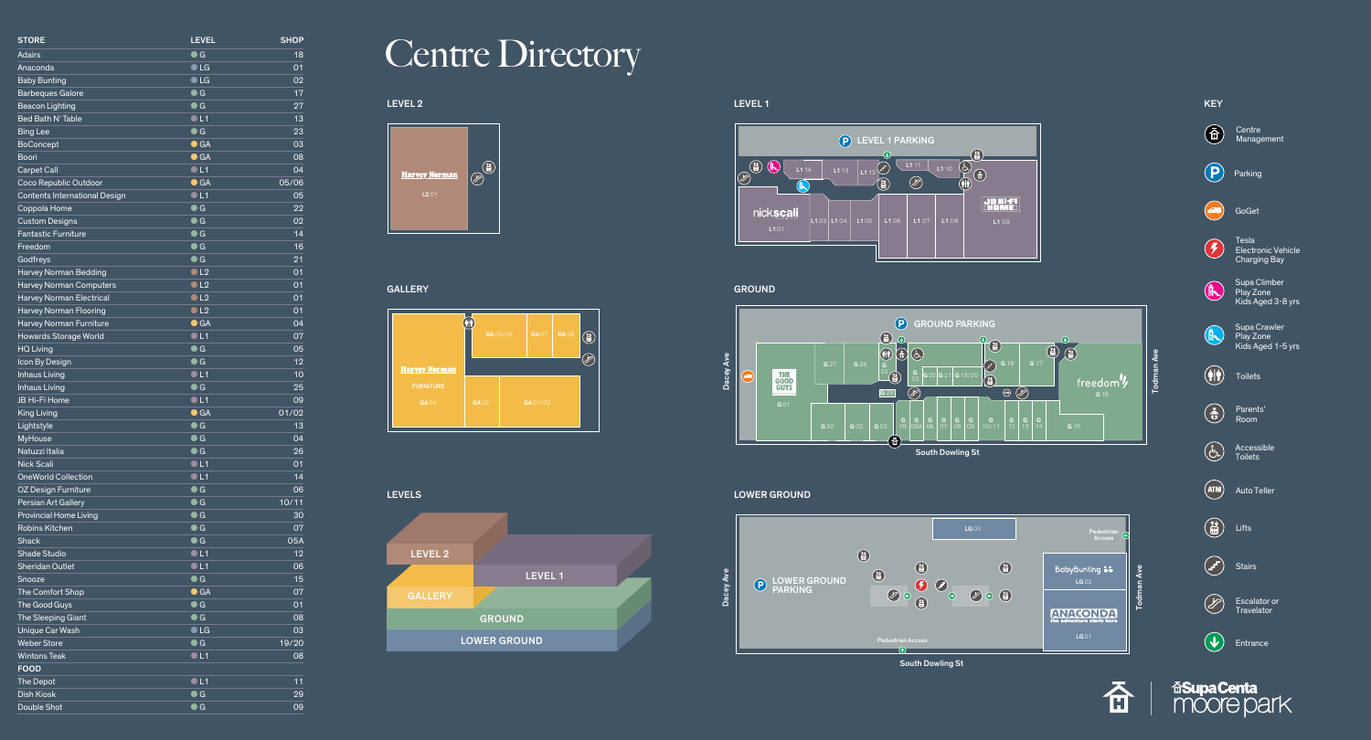| STORE | LEVEL | SHOP |
|---|---|---|
| Adairs | G | 18 |
| Anaconda | LG | 01 |
| Baby Bunting | LG | 02 |
| Barbeques Galore | G | 17 |
| Beacon Lighting | G | 27 |
| Bed Bath N' Table | L1 | 13 |
| Bing Lee | G | 23 |
| BoConcept | GA | 03 |
| Boori | GA | 08 |
| Carpet Call | L1 | 04 |
| Coco Republic Outdoor | GA | 05/06 |
| Contents International Design | L1 | 05 |
| Coppola Home | G | 22 |
| Custom Designs | G | 02 |
| Fantastic Furniture | G | 14 |
| Freedom | G | 16 |
| Godfreys | G | 21 |
| Harvey Norman Bedding | L2 | 01 |
| Harvey Norman Computers | L2 | 01 |
| Harvey Norman Electrical | L2 | 01 |
| Harvey Norman Flooring | L2 | 01 |
| Harvey Norman Furniture | GA | 04 |
| Howards Storage World | L1 | 07 |
| HQ Living | G | 05 |
| Icon By Design | G | 12 |
| Inhaus Living | L1 | 10 |
| Inhaus Living | G | 25 |
| JB Hi-Fi Home | L1 | 09 |
| King Living | GA | 01/02 |
| Lightstyle | G | 13 |
| MyHouse | G | 04 |
| Natuzzi Italia | G | 26 |
| Nick Scali | L1 | 01 |
| OneWorld Collection | L1 | 14 |
| OZ Design Furniture | G | 06 |
| Persian Art Gallery | G | 10/11 |
| Provincial Home Living | G | 30 |
| Robins Kitchen | G | 07 |
| Shack | G | 05A |
| Shade Studio | L1 | 12 |
| Sheridan Outlet | L1 | 06 |
| Snooze | G | 15 |
| The Comfort Shop | GA | 07 |
| The Good Guys | G | 01 |
| The Sleeping Giant | G | 08 |
| Unique Car Wash | LG | 03 |
| Weber Store | G | 19/20 |
| Wintons Teak | L1 | 08 |
| **FOOD** | | |
| The Depot | L1 | 11 |
| Dish Kiosk | G | 29 |
| Double Shot | G | 09 |

# Centre Directory

## LEVEL 2

Harvey Norman
L2 01

## LEVEL 1

LEVEL 1 PARKING

L1 14, L1 13, L1 12, L1 11, L1 10

nickscali L1 01, L1 03, L1 04, L1 05, L1 06, L1 07, L1 08, JB HI-FI HOME L1 09

## GALLERY

Harvey Norman FURNITURE GA 04

GA 05/06, GA 07, GA 08, GA 03, GA 01/02

## GROUND

GROUND PARKING

Dacey Ave

Todman Ave

THE GOOD GUYS G 01

G 27, G 26, G 25, G 23, G 22, G 21, G 19/20, G 18, G 17, freedom G 16, G 29, G 30, G 02, G 03, G 05, G 05A, G 06, G 07, G 08, G 09, G 10/11, G 12, G 13, G 14, G 15

South Dowling St

## LEVELS

LEVEL 2

LEVEL 1

GALLERY

GROUND

LOWER GROUND

## LOWER GROUND

Dacey Ave

LOWER GROUND PARKING

LG 03

Pedestrian Access

BabyBunting LG 02

ANACONDA the adventure starts here LG 01

Todman Ave

Pedestrian Access

South Dowling St

## KEY

- Centre Management
- Parking
- GoGet
- Tesla Electronic Vehicle Charging Bay
- Supa Climber Play Zone Kids Aged 3-8 yrs
- Supa Crawler Play Zone Kids Aged 1-5 yrs
- Toilets
- Parents' Room
- Accessible Toilets
- Auto Teller
- Lifts
- Stairs
- Escalator or Travelator
- Entrance

SupaCenta moore park